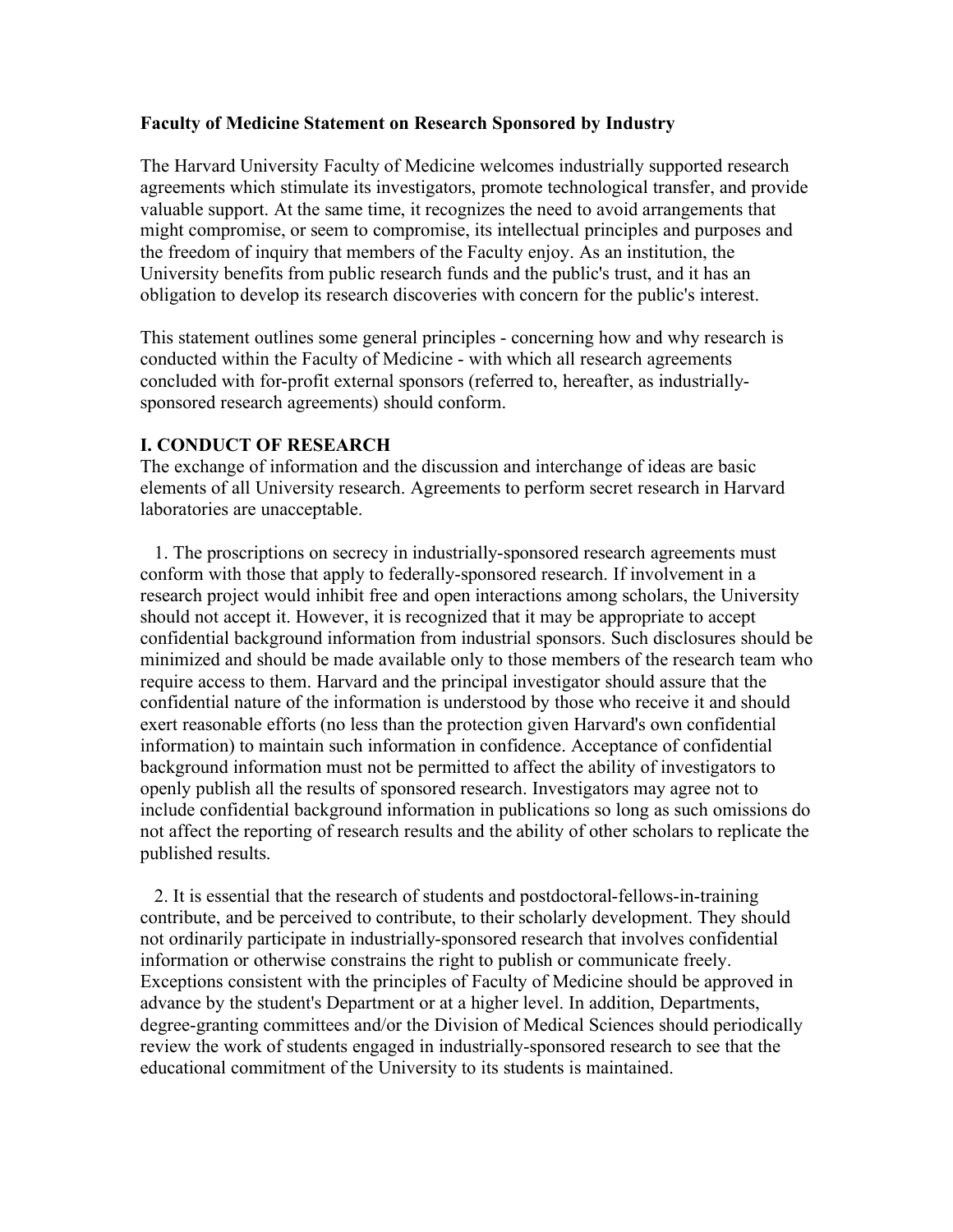**Faculty of Medicine Statement on Research Sponsored by Industry**

The Harvard University Faculty of Medicine welcomes industrially supported research agreements which stimulate its investigators, promote technological transfer, and provide valuable support. At the same time, it recognizes the need to avoid arrangements that might compromise, or seem to compromise, its intellectual principles and purposes and the freedom of inquiry that members of the Faculty enjoy. As an institution, the University benefits from public research funds and the public's trust, and it has an obligation to develop its research discoveries with concern for the public's interest.

This statement outlines some general principles - concerning how and why research is conducted within the Faculty of Medicine - with which all research agreements concluded with for-profit external sponsors (referred to, hereafter, as industrially-sponsored research agreements) should conform.

**I. CONDUCT OF RESEARCH**

The exchange of information and the discussion and interchange of ideas are basic elements of all University research. Agreements to perform secret research in Harvard laboratories are unacceptable.

1. The proscriptions on secrecy in industrially-sponsored research agreements must conform with those that apply to federally-sponsored research. If involvement in a research project would inhibit free and open interactions among scholars, the University should not accept it. However, it is recognized that it may be appropriate to accept confidential background information from industrial sponsors. Such disclosures should be minimized and should be made available only to those members of the research team who require access to them. Harvard and the principal investigator should assure that the confidential nature of the information is understood by those who receive it and should exert reasonable efforts (no less than the protection given Harvard's own confidential information) to maintain such information in confidence. Acceptance of confidential background information must not be permitted to affect the ability of investigators to openly publish all the results of sponsored research. Investigators may agree not to include confidential background information in publications so long as such omissions do not affect the reporting of research results and the ability of other scholars to replicate the published results.

2. It is essential that the research of students and postdoctoral-fellows-in-training contribute, and be perceived to contribute, to their scholarly development. They should not ordinarily participate in industrially-sponsored research that involves confidential information or otherwise constrains the right to publish or communicate freely. Exceptions consistent with the principles of Faculty of Medicine should be approved in advance by the student's Department or at a higher level. In addition, Departments, degree-granting committees and/or the Division of Medical Sciences should periodically review the work of students engaged in industrially-sponsored research to see that the educational commitment of the University to its students is maintained.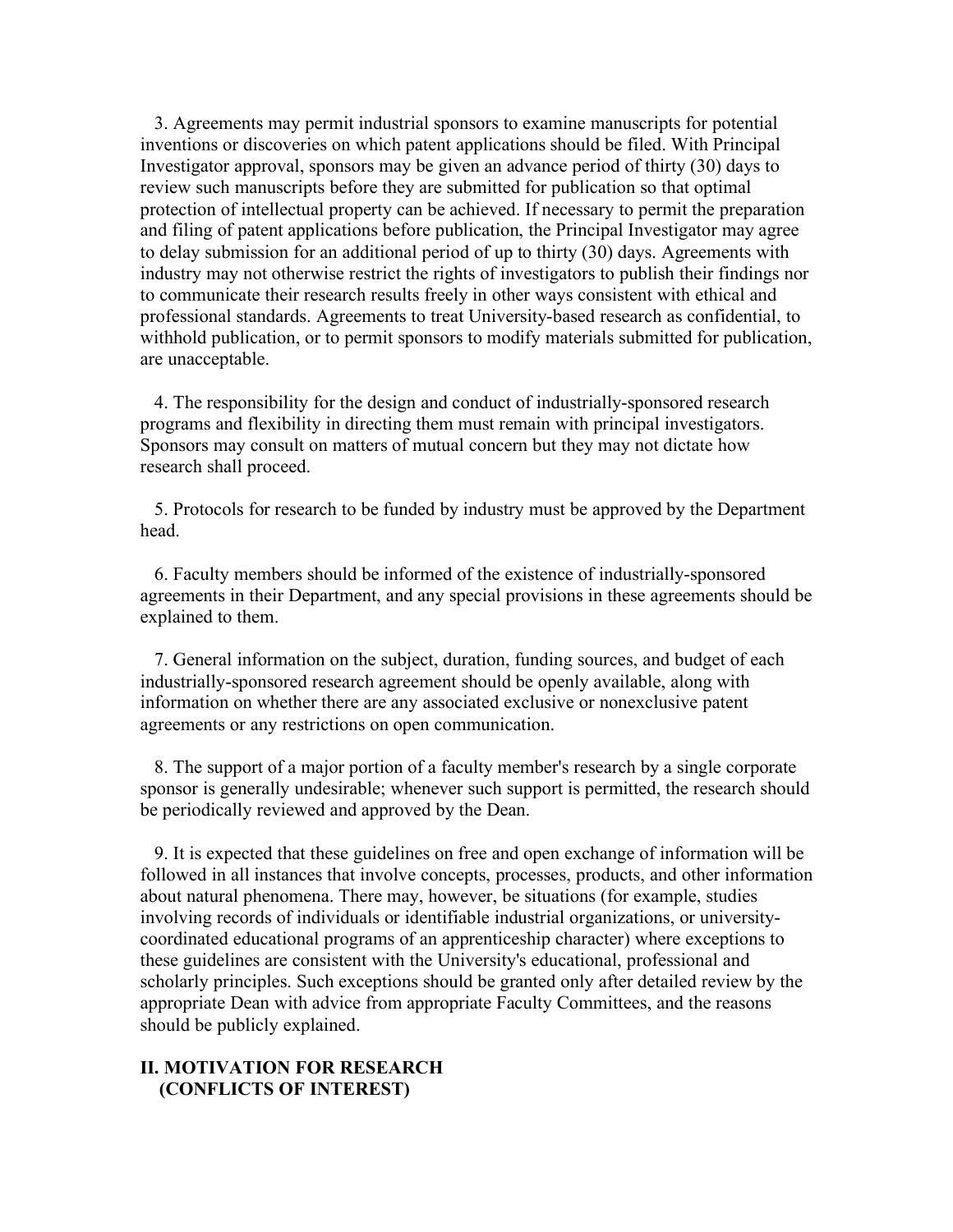3. Agreements may permit industrial sponsors to examine manuscripts for potential inventions or discoveries on which patent applications should be filed. With Principal Investigator approval, sponsors may be given an advance period of thirty (30) days to review such manuscripts before they are submitted for publication so that optimal protection of intellectual property can be achieved. If necessary to permit the preparation and filing of patent applications before publication, the Principal Investigator may agree to delay submission for an additional period of up to thirty (30) days. Agreements with industry may not otherwise restrict the rights of investigators to publish their findings nor to communicate their research results freely in other ways consistent with ethical and professional standards. Agreements to treat University-based research as confidential, to withhold publication, or to permit sponsors to modify materials submitted for publication, are unacceptable.

4. The responsibility for the design and conduct of industrially-sponsored research programs and flexibility in directing them must remain with principal investigators. Sponsors may consult on matters of mutual concern but they may not dictate how research shall proceed.

5. Protocols for research to be funded by industry must be approved by the Department head.

6. Faculty members should be informed of the existence of industrially-sponsored agreements in their Department, and any special provisions in these agreements should be explained to them.

7. General information on the subject, duration, funding sources, and budget of each industrially-sponsored research agreement should be openly available, along with information on whether there are any associated exclusive or nonexclusive patent agreements or any restrictions on open communication.

8. The support of a major portion of a faculty member's research by a single corporate sponsor is generally undesirable; whenever such support is permitted, the research should be periodically reviewed and approved by the Dean.

9. It is expected that these guidelines on free and open exchange of information will be followed in all instances that involve concepts, processes, products, and other information about natural phenomena. There may, however, be situations (for example, studies involving records of individuals or identifiable industrial organizations, or university-coordinated educational programs of an apprenticeship character) where exceptions to these guidelines are consistent with the University's educational, professional and scholarly principles. Such exceptions should be granted only after detailed review by the appropriate Dean with advice from appropriate Faculty Committees, and the reasons should be publicly explained.

## II. MOTIVATION FOR RESEARCH (CONFLICTS OF INTEREST)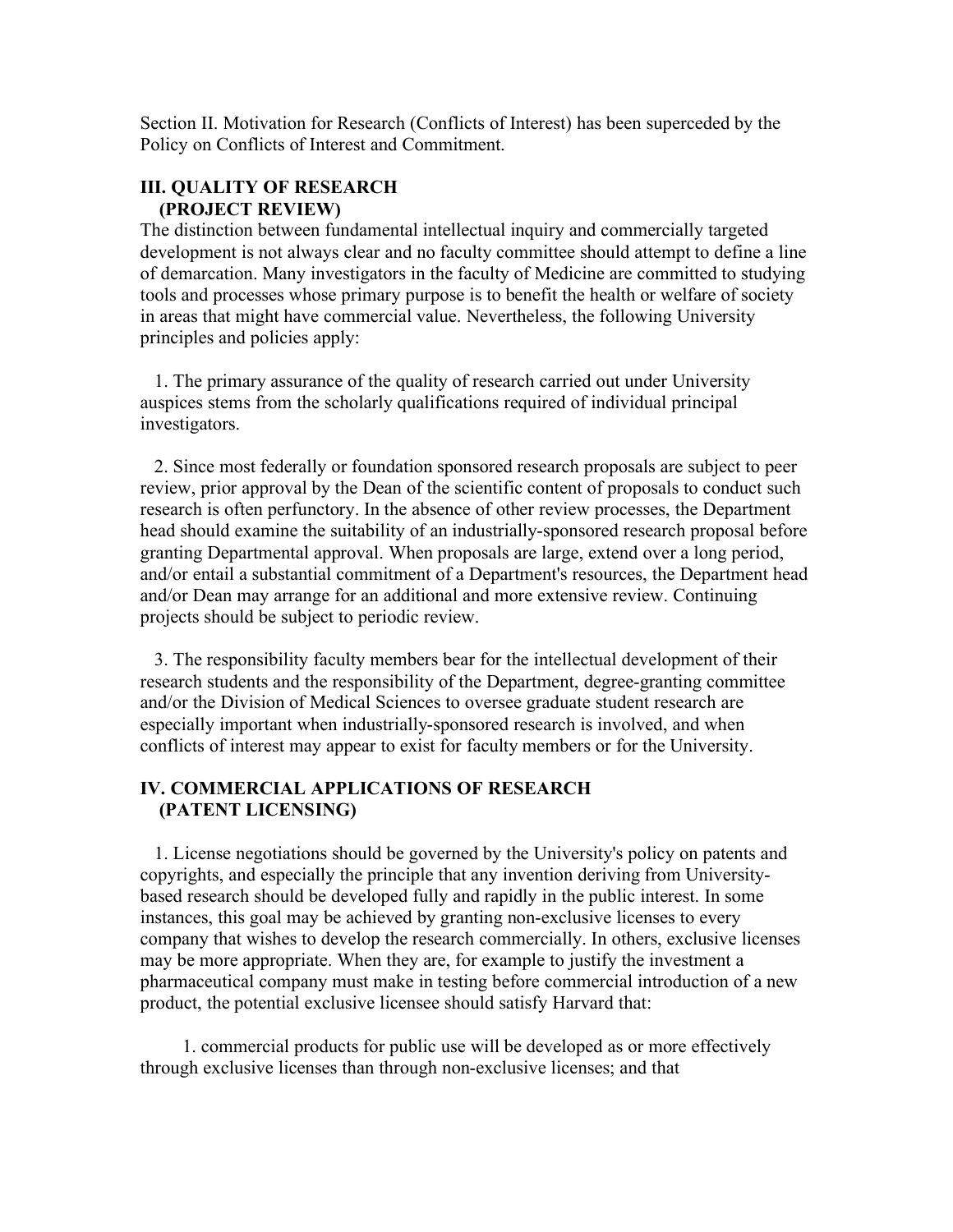Section II. Motivation for Research (Conflicts of Interest) has been superceded by the Policy on Conflicts of Interest and Commitment.

## III. QUALITY OF RESEARCH (PROJECT REVIEW)

The distinction between fundamental intellectual inquiry and commercially targeted development is not always clear and no faculty committee should attempt to define a line of demarcation. Many investigators in the faculty of Medicine are committed to studying tools and processes whose primary purpose is to benefit the health or welfare of society in areas that might have commercial value. Nevertheless, the following University principles and policies apply:

1. The primary assurance of the quality of research carried out under University auspices stems from the scholarly qualifications required of individual principal investigators.

2. Since most federally or foundation sponsored research proposals are subject to peer review, prior approval by the Dean of the scientific content of proposals to conduct such research is often perfunctory. In the absence of other review processes, the Department head should examine the suitability of an industrially-sponsored research proposal before granting Departmental approval. When proposals are large, extend over a long period, and/or entail a substantial commitment of a Department's resources, the Department head and/or Dean may arrange for an additional and more extensive review. Continuing projects should be subject to periodic review.

3. The responsibility faculty members bear for the intellectual development of their research students and the responsibility of the Department, degree-granting committee and/or the Division of Medical Sciences to oversee graduate student research are especially important when industrially-sponsored research is involved, and when conflicts of interest may appear to exist for faculty members or for the University.

## IV. COMMERCIAL APPLICATIONS OF RESEARCH (PATENT LICENSING)

1. License negotiations should be governed by the University's policy on patents and copyrights, and especially the principle that any invention deriving from University-based research should be developed fully and rapidly in the public interest. In some instances, this goal may be achieved by granting non-exclusive licenses to every company that wishes to develop the research commercially. In others, exclusive licenses may be more appropriate. When they are, for example to justify the investment a pharmaceutical company must make in testing before commercial introduction of a new product, the potential exclusive licensee should satisfy Harvard that:

    1. commercial products for public use will be developed as or more effectively through exclusive licenses than through non-exclusive licenses; and that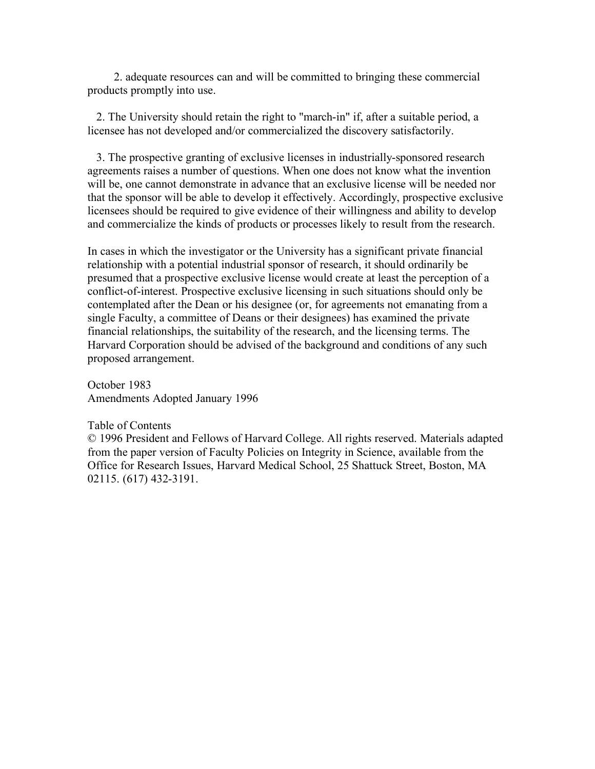2. adequate resources can and will be committed to bringing these commercial products promptly into use.

2. The University should retain the right to "march-in" if, after a suitable period, a licensee has not developed and/or commercialized the discovery satisfactorily.

3. The prospective granting of exclusive licenses in industrially-sponsored research agreements raises a number of questions. When one does not know what the invention will be, one cannot demonstrate in advance that an exclusive license will be needed nor that the sponsor will be able to develop it effectively. Accordingly, prospective exclusive licensees should be required to give evidence of their willingness and ability to develop and commercialize the kinds of products or processes likely to result from the research.

In cases in which the investigator or the University has a significant private financial relationship with a potential industrial sponsor of research, it should ordinarily be presumed that a prospective exclusive license would create at least the perception of a conflict-of-interest. Prospective exclusive licensing in such situations should only be contemplated after the Dean or his designee (or, for agreements not emanating from a single Faculty, a committee of Deans or their designees) has examined the private financial relationships, the suitability of the research, and the licensing terms. The Harvard Corporation should be advised of the background and conditions of any such proposed arrangement.

October 1983
Amendments Adopted January 1996

Table of Contents
© 1996 President and Fellows of Harvard College. All rights reserved. Materials adapted from the paper version of Faculty Policies on Integrity in Science, available from the Office for Research Issues, Harvard Medical School, 25 Shattuck Street, Boston, MA 02115. (617) 432-3191.